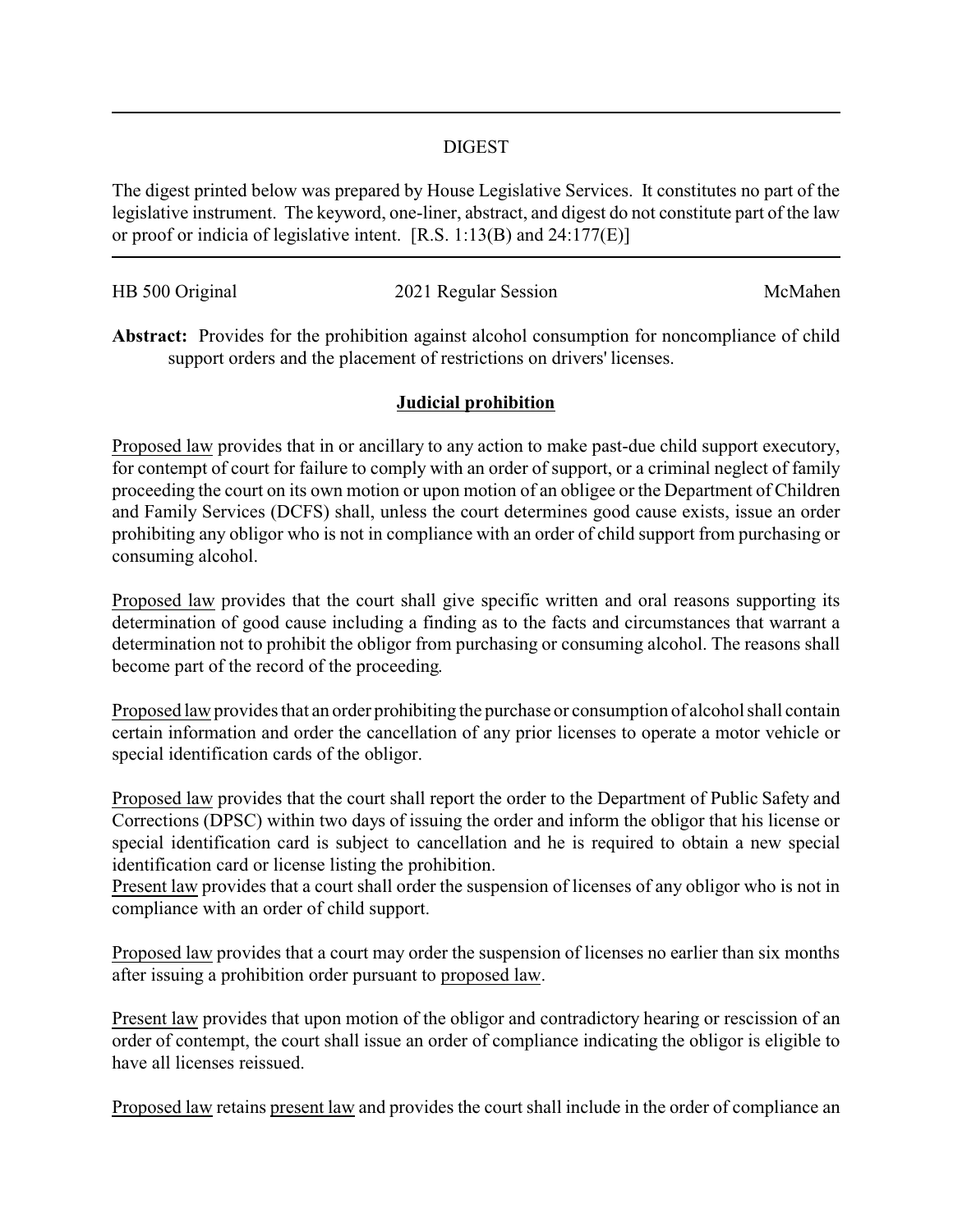## DIGEST

The digest printed below was prepared by House Legislative Services. It constitutes no part of the legislative instrument. The keyword, one-liner, abstract, and digest do not constitute part of the law or proof or indicia of legislative intent. [R.S. 1:13(B) and 24:177(E)]

| HB 500 Original | 2021 Regular Session | McMahen |
|---|---|---|

**Abstract:** Provides for the prohibition against alcohol consumption for noncompliance of child support orders and the placement of restrictions on drivers' licenses.

**Judicial prohibition**

Proposed law provides that in or ancillary to any action to make past-due child support executory, for contempt of court for failure to comply with an order of support, or a criminal neglect of family proceeding the court on its own motion or upon motion of an obligee or the Department of Children and Family Services (DCFS) shall, unless the court determines good cause exists, issue an order prohibiting any obligor who is not in compliance with an order of child support from purchasing or consuming alcohol.

Proposed law provides that the court shall give specific written and oral reasons supporting its determination of good cause including a finding as to the facts and circumstances that warrant a determination not to prohibit the obligor from purchasing or consuming alcohol. The reasons shall become part of the record of the proceeding.

Proposed law provides that an order prohibiting the purchase or consumption of alcohol shall contain certain information and order the cancellation of any prior licenses to operate a motor vehicle or special identification cards of the obligor.

Proposed law provides that the court shall report the order to the Department of Public Safety and Corrections (DPSC) within two days of issuing the order and inform the obligor that his license or special identification card is subject to cancellation and he is required to obtain a new special identification card or license listing the prohibition.

Present law provides that a court shall order the suspension of licenses of any obligor who is not in compliance with an order of child support.

Proposed law provides that a court may order the suspension of licenses no earlier than six months after issuing a prohibition order pursuant to proposed law.

Present law provides that upon motion of the obligor and contradictory hearing or rescission of an order of contempt, the court shall issue an order of compliance indicating the obligor is eligible to have all licenses reissued.

Proposed law retains present law and provides the court shall include in the order of compliance an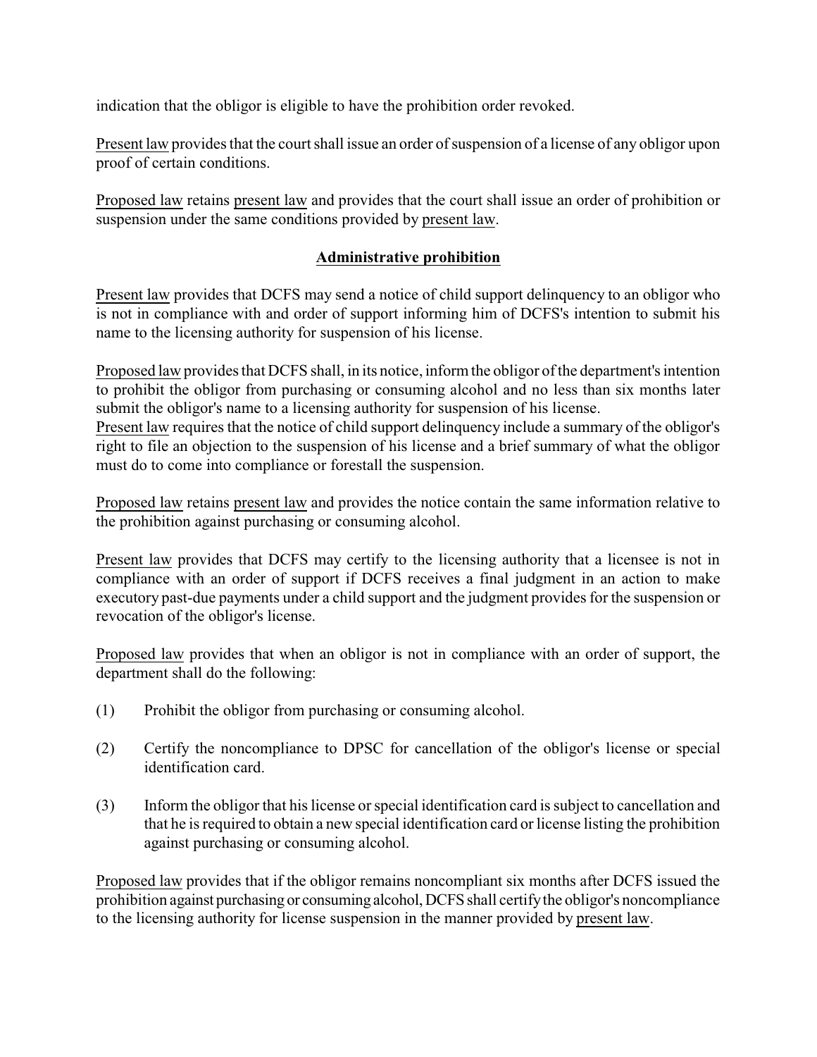indication that the obligor is eligible to have the prohibition order revoked.

Present law provides that the court shall issue an order of suspension of a license of any obligor upon proof of certain conditions.

Proposed law retains present law and provides that the court shall issue an order of prohibition or suspension under the same conditions provided by present law.

## Administrative prohibition

Present law provides that DCFS may send a notice of child support delinquency to an obligor who is not in compliance with and order of support informing him of DCFS's intention to submit his name to the licensing authority for suspension of his license.

Proposed law provides that DCFS shall, in its notice, inform the obligor of the department's intention to prohibit the obligor from purchasing or consuming alcohol and no less than six months later submit the obligor's name to a licensing authority for suspension of his license.

Present law requires that the notice of child support delinquency include a summary of the obligor's right to file an objection to the suspension of his license and a brief summary of what the obligor must do to come into compliance or forestall the suspension.

Proposed law retains present law and provides the notice contain the same information relative to the prohibition against purchasing or consuming alcohol.

Present law provides that DCFS may certify to the licensing authority that a licensee is not in compliance with an order of support if DCFS receives a final judgment in an action to make executory past-due payments under a child support and the judgment provides for the suspension or revocation of the obligor's license.

Proposed law provides that when an obligor is not in compliance with an order of support, the department shall do the following:

(1) Prohibit the obligor from purchasing or consuming alcohol.

(2) Certify the noncompliance to DPSC for cancellation of the obligor's license or special identification card.

(3) Inform the obligor that his license or special identification card is subject to cancellation and that he is required to obtain a new special identification card or license listing the prohibition against purchasing or consuming alcohol.

Proposed law provides that if the obligor remains noncompliant six months after DCFS issued the prohibition against purchasing or consuming alcohol, DCFS shall certify the obligor's noncompliance to the licensing authority for license suspension in the manner provided by present law.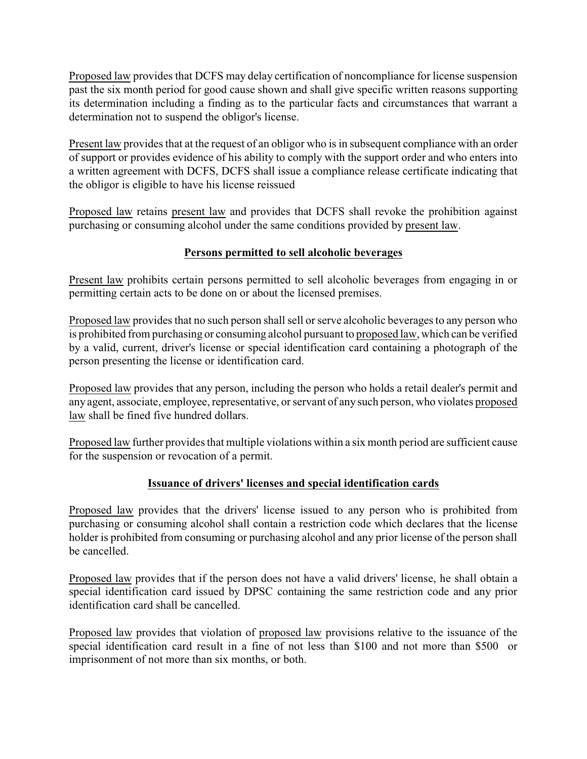Proposed law provides that DCFS may delay certification of noncompliance for license suspension past the six month period for good cause shown and shall give specific written reasons supporting its determination including a finding as to the particular facts and circumstances that warrant a determination not to suspend the obligor's license.

Present law provides that at the request of an obligor who is in subsequent compliance with an order of support or provides evidence of his ability to comply with the support order and who enters into a written agreement with DCFS, DCFS shall issue a compliance release certificate indicating that the obligor is eligible to have his license reissued

Proposed law retains present law and provides that DCFS shall revoke the prohibition against purchasing or consuming alcohol under the same conditions provided by present law.

**Persons permitted to sell alcoholic beverages**

Present law prohibits certain persons permitted to sell alcoholic beverages from engaging in or permitting certain acts to be done on or about the licensed premises.

Proposed law provides that no such person shall sell or serve alcoholic beverages to any person who is prohibited from purchasing or consuming alcohol pursuant to proposed law, which can be verified by a valid, current, driver's license or special identification card containing a photograph of the person presenting the license or identification card.

Proposed law provides that any person, including the person who holds a retail dealer's permit and any agent, associate, employee, representative, or servant of any such person, who violates proposed law shall be fined five hundred dollars.

Proposed law further provides that multiple violations within a six month period are sufficient cause for the suspension or revocation of a permit.

**Issuance of drivers' licenses and special identification cards**

Proposed law provides that the drivers' license issued to any person who is prohibited from purchasing or consuming alcohol shall contain a restriction code which declares that the license holder is prohibited from consuming or purchasing alcohol and any prior license of the person shall be cancelled.

Proposed law provides that if the person does not have a valid drivers' license, he shall obtain a special identification card issued by DPSC containing the same restriction code and any prior identification card shall be cancelled.

Proposed law provides that violation of proposed law provisions relative to the issuance of the special identification card result in a fine of not less than $100 and not more than $500 or imprisonment of not more than six months, or both.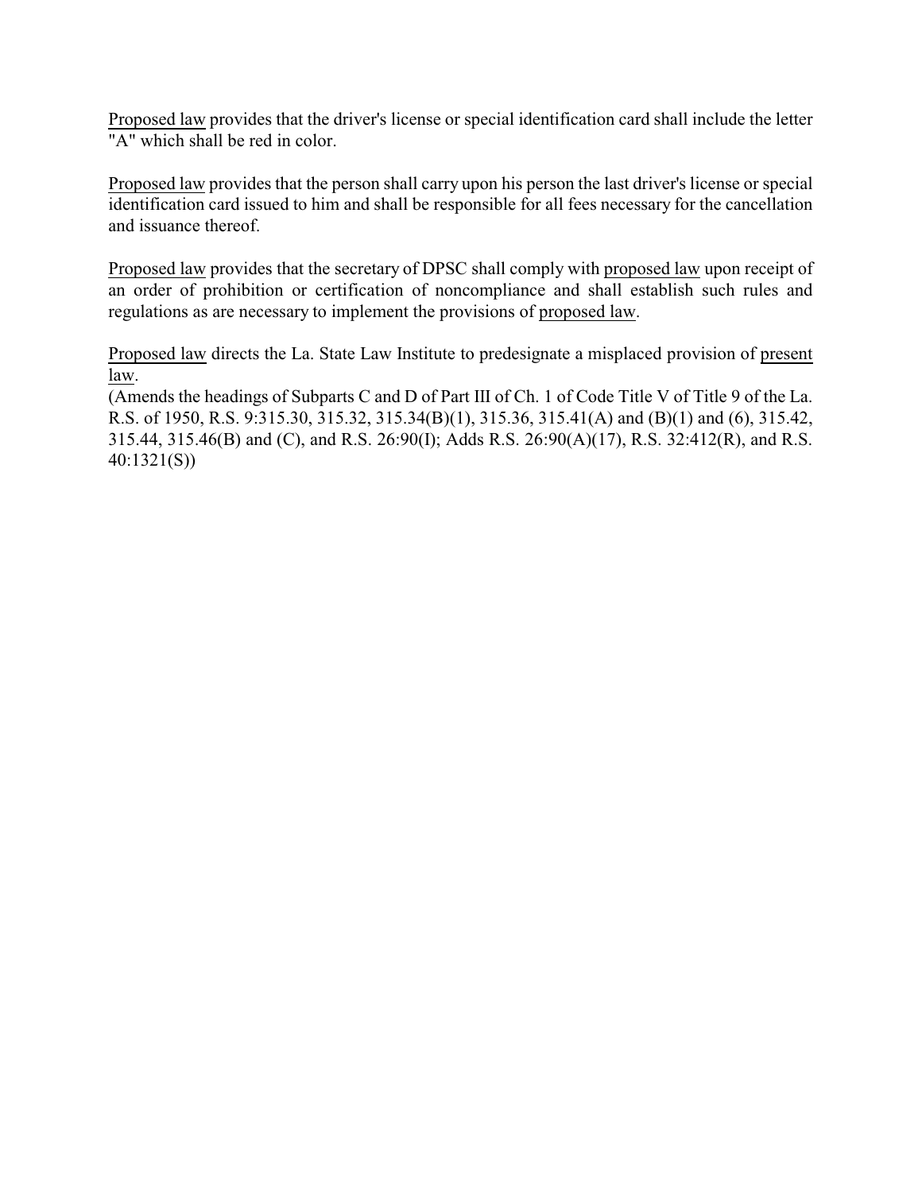<u>Proposed law</u> provides that the driver's license or special identification card shall include the letter "A" which shall be red in color.

<u>Proposed law</u> provides that the person shall carry upon his person the last driver's license or special identification card issued to him and shall be responsible for all fees necessary for the cancellation and issuance thereof.

<u>Proposed law</u> provides that the secretary of DPSC shall comply with <u>proposed law</u> upon receipt of an order of prohibition or certification of noncompliance and shall establish such rules and regulations as are necessary to implement the provisions of <u>proposed law</u>.

<u>Proposed law</u> directs the La. State Law Institute to predesignate a misplaced provision of <u>present law</u>.

(Amends the headings of Subparts C and D of Part III of Ch. 1 of Code Title V of Title 9 of the La. R.S. of 1950, R.S. 9:315.30, 315.32, 315.34(B)(1), 315.36, 315.41(A) and (B)(1) and (6), 315.42, 315.44, 315.46(B) and (C), and R.S. 26:90(I); Adds R.S. 26:90(A)(17), R.S. 32:412(R), and R.S. 40:1321(S))